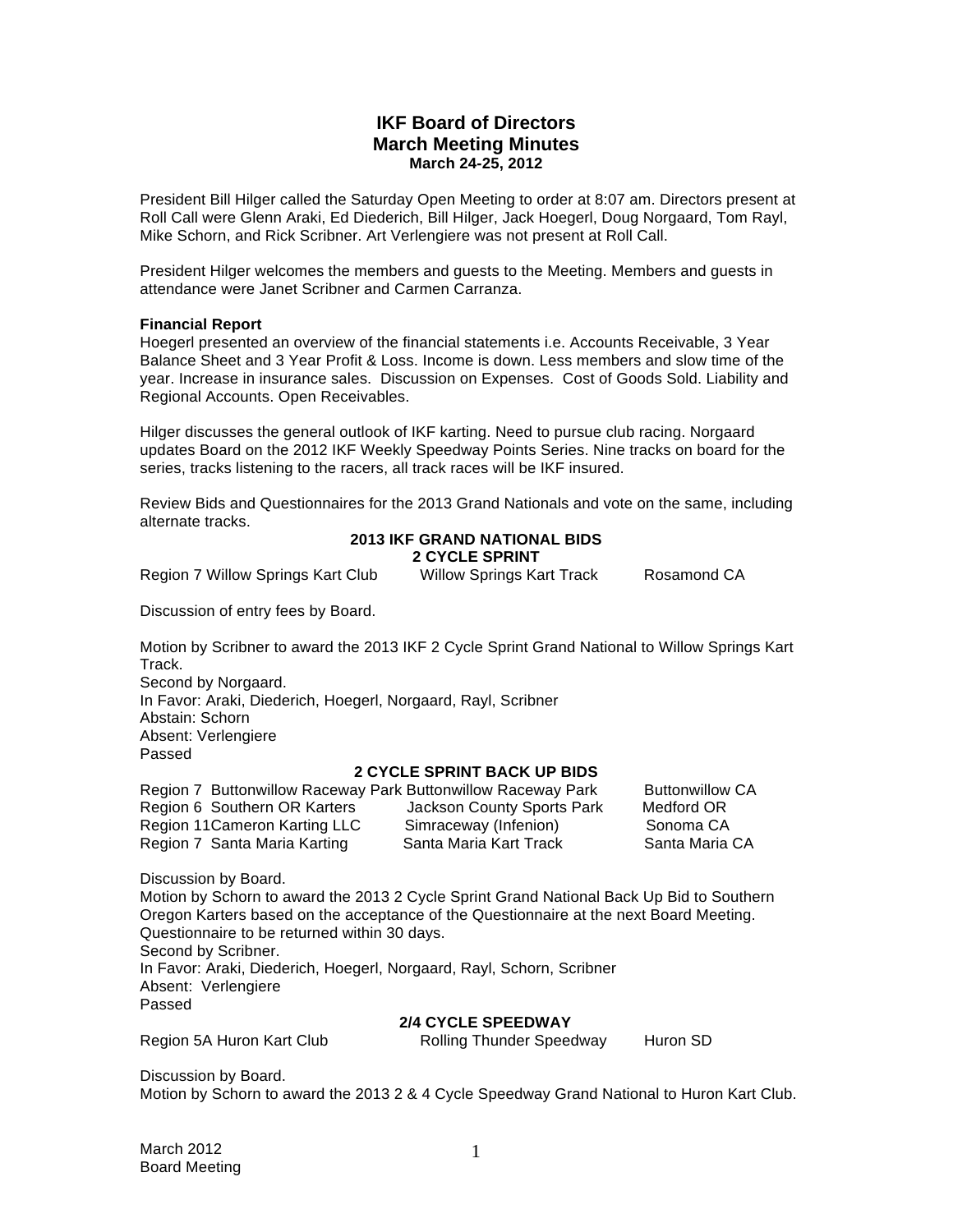# IKF Board of Directors
## March Meeting Minutes
### March 24-25, 2012

President Bill Hilger called the Saturday Open Meeting to order at 8:07 am. Directors present at Roll Call were Glenn Araki, Ed Diederich, Bill Hilger, Jack Hoegerl, Doug Norgaard, Tom Rayl, Mike Schorn, and Rick Scribner. Art Verlengiere was not present at Roll Call.

President Hilger welcomes the members and guests to the Meeting. Members and guests in attendance were Janet Scribner and Carmen Carranza.

**Financial Report**

Hoegerl presented an overview of the financial statements i.e. Accounts Receivable, 3 Year Balance Sheet and 3 Year Profit & Loss. Income is down. Less members and slow time of the year. Increase in insurance sales. Discussion on Expenses. Cost of Goods Sold. Liability and Regional Accounts. Open Receivables.

Hilger discusses the general outlook of IKF karting. Need to pursue club racing. Norgaard updates Board on the 2012 IKF Weekly Speedway Points Series. Nine tracks on board for the series, tracks listening to the racers, all track races will be IKF insured.

Review Bids and Questionnaires for the 2013 Grand Nationals and vote on the same, including alternate tracks.

**2013 IKF GRAND NATIONAL BIDS**

**2 CYCLE SPRINT**

| Region 7 Willow Springs Kart Club | Willow Springs Kart Track | Rosamond CA |
|---|---|---|

Discussion of entry fees by Board.

Motion by Scribner to award the 2013 IKF 2 Cycle Sprint Grand National to Willow Springs Kart Track.
Second by Norgaard.
In Favor: Araki, Diederich, Hoegerl, Norgaard, Rayl, Scribner
Abstain: Schorn
Absent: Verlengiere
Passed

**2 CYCLE SPRINT BACK UP BIDS**

| | | |
|---|---|---|
| Region 7 Buttonwillow Raceway Park | Buttonwillow Raceway Park | Buttonwillow CA |
| Region 6 Southern OR Karters | Jackson County Sports Park | Medford OR |
| Region 11Cameron Karting LLC | Simraceway (Infenion) | Sonoma CA |
| Region 7 Santa Maria Karting | Santa Maria Kart Track | Santa Maria CA |

Discussion by Board.
Motion by Schorn to award the 2013 2 Cycle Sprint Grand National Back Up Bid to Southern Oregon Karters based on the acceptance of the Questionnaire at the next Board Meeting. Questionnaire to be returned within 30 days.
Second by Scribner.
In Favor: Araki, Diederich, Hoegerl, Norgaard, Rayl, Schorn, Scribner
Absent: Verlengiere
Passed

**2/4 CYCLE SPEEDWAY**

| Region 5A Huron Kart Club | Rolling Thunder Speedway | Huron SD |
|---|---|---|

Discussion by Board.
Motion by Schorn to award the 2013 2 & 4 Cycle Speedway Grand National to Huron Kart Club.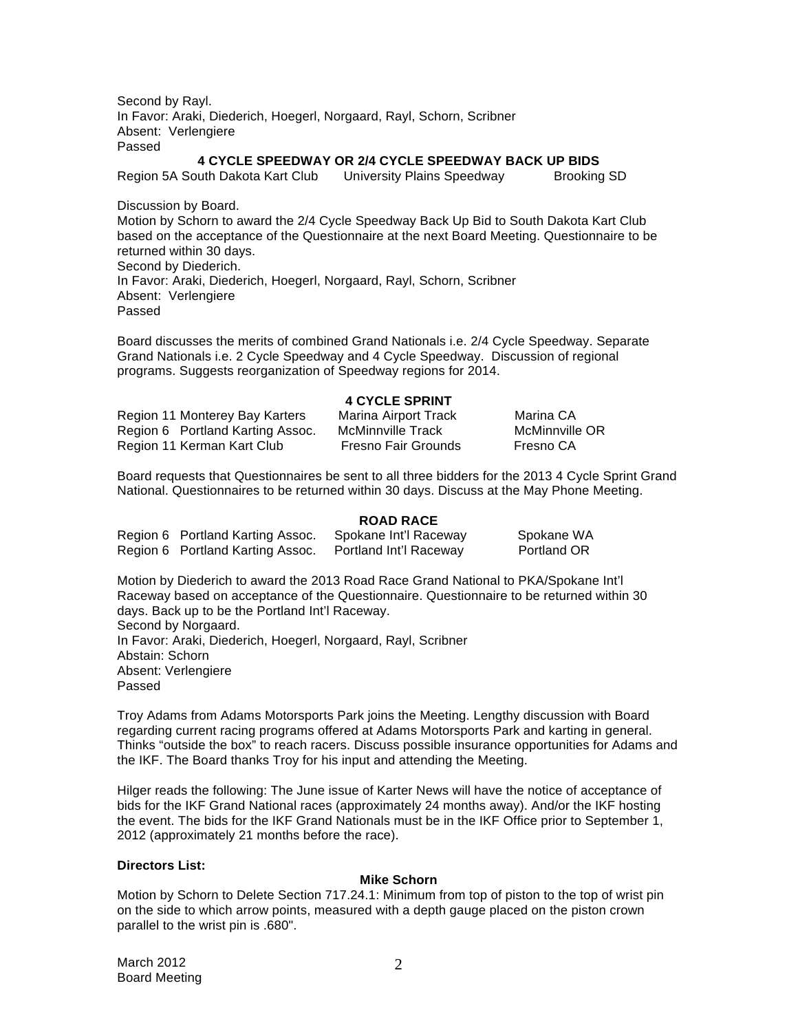Second by Rayl.
In Favor: Araki, Diederich, Hoegerl, Norgaard, Rayl, Schorn, Scribner
Absent: Verlengiere
Passed

### 4 CYCLE SPEEDWAY OR 2/4 CYCLE SPEEDWAY BACK UP BIDS

| | | |
|---|---|---|
| Region 5A South Dakota Kart Club | University Plains Speedway | Brooking SD |

Discussion by Board.
Motion by Schorn to award the 2/4 Cycle Speedway Back Up Bid to South Dakota Kart Club based on the acceptance of the Questionnaire at the next Board Meeting. Questionnaire to be returned within 30 days.
Second by Diederich.
In Favor: Araki, Diederich, Hoegerl, Norgaard, Rayl, Schorn, Scribner
Absent: Verlengiere
Passed

Board discusses the merits of combined Grand Nationals i.e. 2/4 Cycle Speedway. Separate Grand Nationals i.e. 2 Cycle Speedway and 4 Cycle Speedway. Discussion of regional programs. Suggests reorganization of Speedway regions for 2014.

### 4 CYCLE SPRINT

| | | |
|---|---|---|
| Region 11 Monterey Bay Karters | Marina Airport Track | Marina CA |
| Region 6 Portland Karting Assoc. | McMinnville Track | McMinnville OR |
| Region 11 Kerman Kart Club | Fresno Fair Grounds | Fresno CA |

Board requests that Questionnaires be sent to all three bidders for the 2013 4 Cycle Sprint Grand National. Questionnaires to be returned within 30 days. Discuss at the May Phone Meeting.

### ROAD RACE

| | | |
|---|---|---|
| Region 6 Portland Karting Assoc. | Spokane Int'l Raceway | Spokane WA |
| Region 6 Portland Karting Assoc. | Portland Int'l Raceway | Portland OR |

Motion by Diederich to award the 2013 Road Race Grand National to PKA/Spokane Int'l Raceway based on acceptance of the Questionnaire. Questionnaire to be returned within 30 days. Back up to be the Portland Int'l Raceway.
Second by Norgaard.
In Favor: Araki, Diederich, Hoegerl, Norgaard, Rayl, Scribner
Abstain: Schorn
Absent: Verlengiere
Passed

Troy Adams from Adams Motorsports Park joins the Meeting. Lengthy discussion with Board regarding current racing programs offered at Adams Motorsports Park and karting in general. Thinks "outside the box" to reach racers. Discuss possible insurance opportunities for Adams and the IKF. The Board thanks Troy for his input and attending the Meeting.

Hilger reads the following: The June issue of Karter News will have the notice of acceptance of bids for the IKF Grand National races (approximately 24 months away). And/or the IKF hosting the event. The bids for the IKF Grand Nationals must be in the IKF Office prior to September 1, 2012 (approximately 21 months before the race).

**Directors List:**

#### Mike Schorn

Motion by Schorn to Delete Section 717.24.1: Minimum from top of piston to the top of wrist pin on the side to which arrow points, measured with a depth gauge placed on the piston crown parallel to the wrist pin is .680".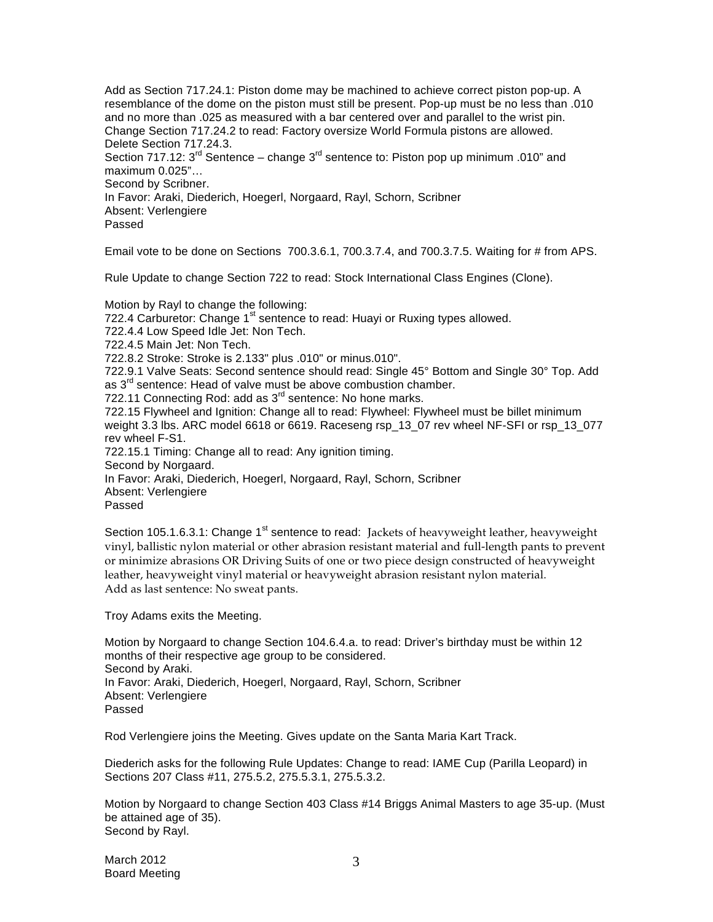Add as Section 717.24.1: Piston dome may be machined to achieve correct piston pop-up. A resemblance of the dome on the piston must still be present. Pop-up must be no less than .010 and no more than .025 as measured with a bar centered over and parallel to the wrist pin.
Change Section 717.24.2 to read: Factory oversize World Formula pistons are allowed.
Delete Section 717.24.3.
Section 717.12: 3rd Sentence – change 3rd sentence to: Piston pop up minimum .010" and maximum 0.025"…
Second by Scribner.
In Favor: Araki, Diederich, Hoegerl, Norgaard, Rayl, Schorn, Scribner
Absent: Verlengiere
Passed

Email vote to be done on Sections 700.3.6.1, 700.3.7.4, and 700.3.7.5. Waiting for # from APS.

Rule Update to change Section 722 to read: Stock International Class Engines (Clone).

Motion by Rayl to change the following:
722.4 Carburetor: Change 1st sentence to read: Huayi or Ruxing types allowed.
722.4.4 Low Speed Idle Jet: Non Tech.
722.4.5 Main Jet: Non Tech.
722.8.2 Stroke: Stroke is 2.133" plus .010" or minus.010".
722.9.1 Valve Seats: Second sentence should read: Single 45° Bottom and Single 30° Top. Add as 3rd sentence: Head of valve must be above combustion chamber.
722.11 Connecting Rod: add as 3rd sentence: No hone marks.
722.15 Flywheel and Ignition: Change all to read: Flywheel: Flywheel must be billet minimum weight 3.3 lbs. ARC model 6618 or 6619. Raceseng rsp_13_07 rev wheel NF-SFI or rsp_13_077 rev wheel F-S1.
722.15.1 Timing: Change all to read: Any ignition timing.
Second by Norgaard.
In Favor: Araki, Diederich, Hoegerl, Norgaard, Rayl, Schorn, Scribner
Absent: Verlengiere
Passed

Section 105.1.6.3.1: Change 1st sentence to read: Jackets of heavyweight leather, heavyweight vinyl, ballistic nylon material or other abrasion resistant material and full-length pants to prevent or minimize abrasions OR Driving Suits of one or two piece design constructed of heavyweight leather, heavyweight vinyl material or heavyweight abrasion resistant nylon material.
Add as last sentence: No sweat pants.

Troy Adams exits the Meeting.

Motion by Norgaard to change Section 104.6.4.a. to read: Driver's birthday must be within 12 months of their respective age group to be considered.
Second by Araki.
In Favor: Araki, Diederich, Hoegerl, Norgaard, Rayl, Schorn, Scribner
Absent: Verlengiere
Passed

Rod Verlengiere joins the Meeting. Gives update on the Santa Maria Kart Track.

Diederich asks for the following Rule Updates: Change to read: IAME Cup (Parilla Leopard) in Sections 207 Class #11, 275.5.2, 275.5.3.1, 275.5.3.2.

Motion by Norgaard to change Section 403 Class #14 Briggs Animal Masters to age 35-up. (Must be attained age of 35).
Second by Rayl.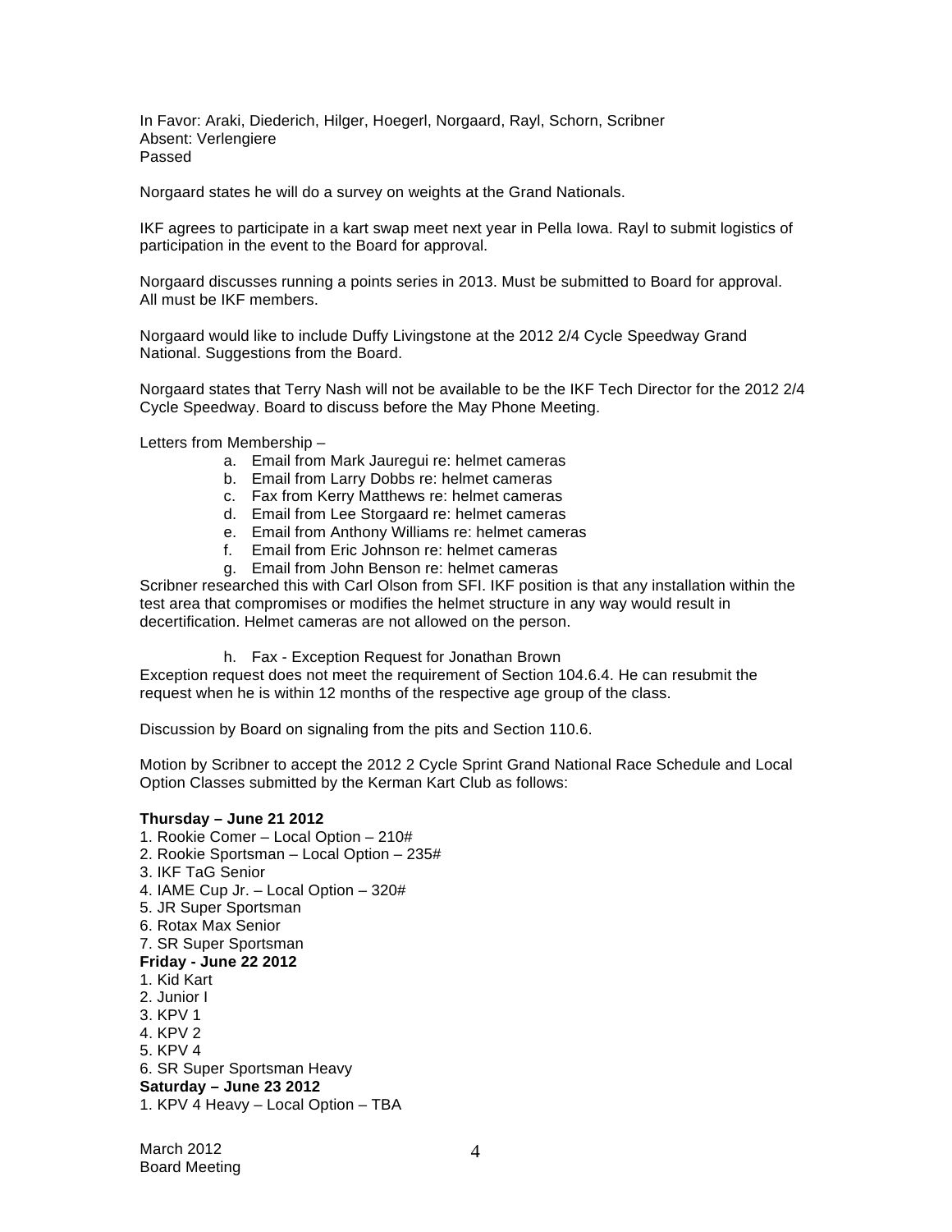In Favor: Araki, Diederich, Hilger, Hoegerl, Norgaard, Rayl, Schorn, Scribner
Absent: Verlengiere
Passed

Norgaard states he will do a survey on weights at the Grand Nationals.

IKF agrees to participate in a kart swap meet next year in Pella Iowa. Rayl to submit logistics of participation in the event to the Board for approval.

Norgaard discusses running a points series in 2013. Must be submitted to Board for approval. All must be IKF members.

Norgaard would like to include Duffy Livingstone at the 2012 2/4 Cycle Speedway Grand National. Suggestions from the Board.

Norgaard states that Terry Nash will not be available to be the IKF Tech Director for the 2012 2/4 Cycle Speedway. Board to discuss before the May Phone Meeting.

Letters from Membership –

a. Email from Mark Jauregui re: helmet cameras
b. Email from Larry Dobbs re: helmet cameras
c. Fax from Kerry Matthews re: helmet cameras
d. Email from Lee Storgaard re: helmet cameras
e. Email from Anthony Williams re: helmet cameras
f. Email from Eric Johnson re: helmet cameras
g. Email from John Benson re: helmet cameras

Scribner researched this with Carl Olson from SFI. IKF position is that any installation within the test area that compromises or modifies the helmet structure in any way would result in decertification. Helmet cameras are not allowed on the person.

h. Fax - Exception Request for Jonathan Brown

Exception request does not meet the requirement of Section 104.6.4. He can resubmit the request when he is within 12 months of the respective age group of the class.

Discussion by Board on signaling from the pits and Section 110.6.

Motion by Scribner to accept the 2012 2 Cycle Sprint Grand National Race Schedule and Local Option Classes submitted by the Kerman Kart Club as follows:

**Thursday – June 21 2012**
1. Rookie Comer – Local Option – 210#
2. Rookie Sportsman – Local Option – 235#
3. IKF TaG Senior
4. IAME Cup Jr. – Local Option – 320#
5. JR Super Sportsman
6. Rotax Max Senior
7. SR Super Sportsman

**Friday - June 22 2012**
1. Kid Kart
2. Junior I
3. KPV 1
4. KPV 2
5. KPV 4
6. SR Super Sportsman Heavy

**Saturday – June 23 2012**
1. KPV 4 Heavy – Local Option – TBA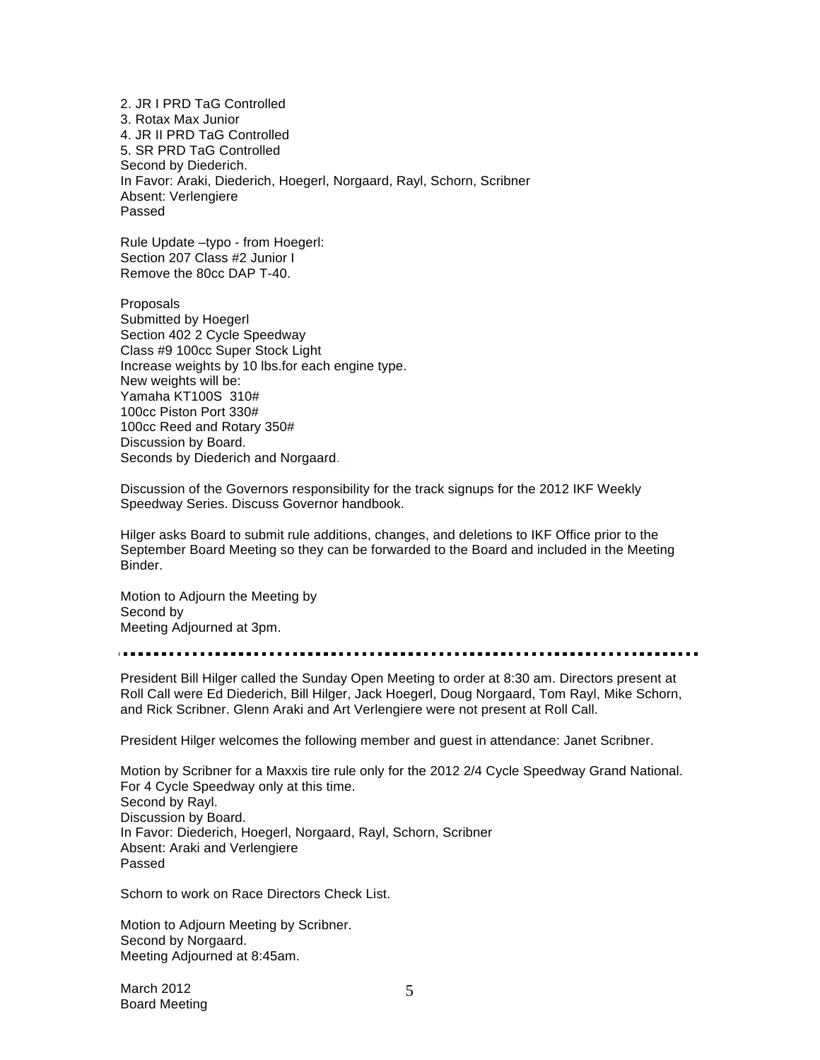2. JR I PRD TaG Controlled
3. Rotax Max Junior
4. JR II PRD TaG Controlled
5. SR PRD TaG Controlled

Second by Diederich.
In Favor: Araki, Diederich, Hoegerl, Norgaard, Rayl, Schorn, Scribner
Absent: Verlengiere
Passed

Rule Update –typo - from Hoegerl:
Section 207 Class #2 Junior I
Remove the 80cc DAP T-40.

Proposals
Submitted by Hoegerl
Section 402 2 Cycle Speedway
Class #9 100cc Super Stock Light
Increase weights by 10 lbs.for each engine type.
New weights will be:
Yamaha KT100S 310#
100cc Piston Port 330#
100cc Reed and Rotary 350#
Discussion by Board.
Seconds by Diederich and Norgaard.

Discussion of the Governors responsibility for the track signups for the 2012 IKF Weekly Speedway Series. Discuss Governor handbook.

Hilger asks Board to submit rule additions, changes, and deletions to IKF Office prior to the September Board Meeting so they can be forwarded to the Board and included in the Meeting Binder.

Motion to Adjourn the Meeting by
Second by
Meeting Adjourned at 3pm.

---

President Bill Hilger called the Sunday Open Meeting to order at 8:30 am. Directors present at Roll Call were Ed Diederich, Bill Hilger, Jack Hoegerl, Doug Norgaard, Tom Rayl, Mike Schorn, and Rick Scribner. Glenn Araki and Art Verlengiere were not present at Roll Call.

President Hilger welcomes the following member and guest in attendance: Janet Scribner.

Motion by Scribner for a Maxxis tire rule only for the 2012 2/4 Cycle Speedway Grand National. For 4 Cycle Speedway only at this time.
Second by Rayl.
Discussion by Board.
In Favor: Diederich, Hoegerl, Norgaard, Rayl, Schorn, Scribner
Absent: Araki and Verlengiere
Passed

Schorn to work on Race Directors Check List.

Motion to Adjourn Meeting by Scribner.
Second by Norgaard.
Meeting Adjourned at 8:45am.